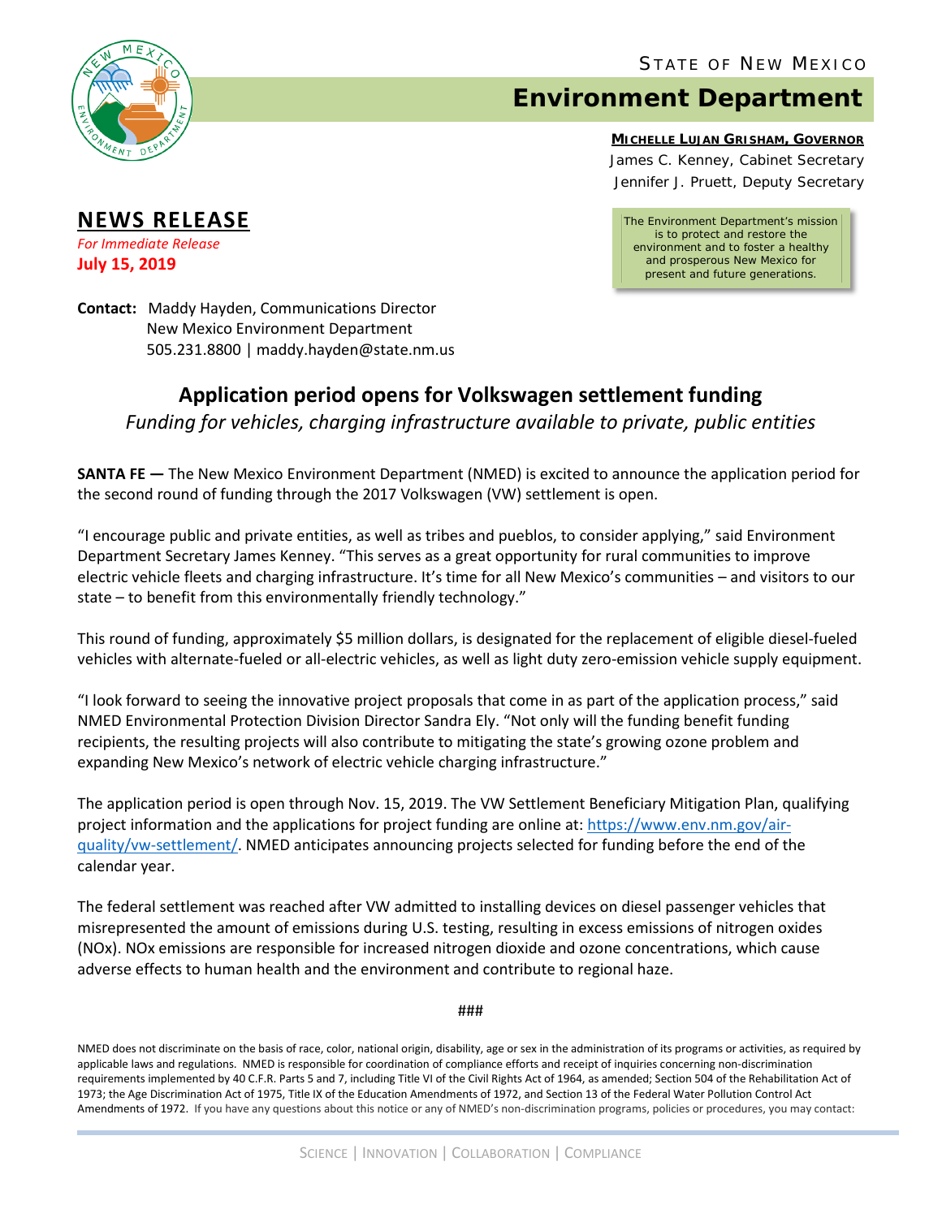STATE OF NEW MEXICO

# Environment Department

**MICHELLE LUJAN GRISHAM, GOVERNOR**

James C. Kenney, Cabinet Secretary

Jennifer J. Pruett, Deputy Secretary

The Environment Department's mission is to protect and restore the environment and to foster a healthy and prosperous New Mexico for present and future generations.

## NEWS RELEASE

*For Immediate Release*

**July 15, 2019**

**Contact:** Maddy Hayden, Communications Director
New Mexico Environment Department
505.231.8800 | maddy.hayden@state.nm.us

## Application period opens for Volkswagen settlement funding

*Funding for vehicles, charging infrastructure available to private, public entities*

**SANTA FE —** The New Mexico Environment Department (NMED) is excited to announce the application period for the second round of funding through the 2017 Volkswagen (VW) settlement is open.

"I encourage public and private entities, as well as tribes and pueblos, to consider applying," said Environment Department Secretary James Kenney. "This serves as a great opportunity for rural communities to improve electric vehicle fleets and charging infrastructure. It's time for all New Mexico's communities – and visitors to our state – to benefit from this environmentally friendly technology."

This round of funding, approximately $5 million dollars, is designated for the replacement of eligible diesel-fueled vehicles with alternate-fueled or all-electric vehicles, as well as light duty zero-emission vehicle supply equipment.

"I look forward to seeing the innovative project proposals that come in as part of the application process," said NMED Environmental Protection Division Director Sandra Ely. "Not only will the funding benefit funding recipients, the resulting projects will also contribute to mitigating the state's growing ozone problem and expanding New Mexico's network of electric vehicle charging infrastructure."

The application period is open through Nov. 15, 2019. The VW Settlement Beneficiary Mitigation Plan, qualifying project information and the applications for project funding are online at: https://www.env.nm.gov/air-quality/vw-settlement/. NMED anticipates announcing projects selected for funding before the end of the calendar year.

The federal settlement was reached after VW admitted to installing devices on diesel passenger vehicles that misrepresented the amount of emissions during U.S. testing, resulting in excess emissions of nitrogen oxides (NOx). NOx emissions are responsible for increased nitrogen dioxide and ozone concentrations, which cause adverse effects to human health and the environment and contribute to regional haze.

###

NMED does not discriminate on the basis of race, color, national origin, disability, age or sex in the administration of its programs or activities, as required by applicable laws and regulations. NMED is responsible for coordination of compliance efforts and receipt of inquiries concerning non-discrimination requirements implemented by 40 C.F.R. Parts 5 and 7, including Title VI of the Civil Rights Act of 1964, as amended; Section 504 of the Rehabilitation Act of 1973; the Age Discrimination Act of 1975, Title IX of the Education Amendments of 1972, and Section 13 of the Federal Water Pollution Control Act Amendments of 1972. If you have any questions about this notice or any of NMED's non-discrimination programs, policies or procedures, you may contact: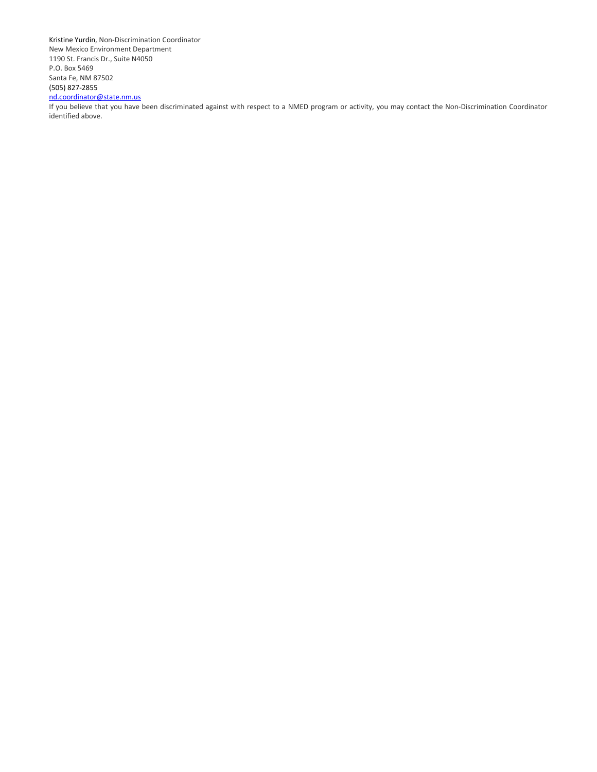Kristine Yurdin, Non-Discrimination Coordinator
New Mexico Environment Department
1190 St. Francis Dr., Suite N4050
P.O. Box 5469
Santa Fe, NM 87502
(505) 827-2855
nd.coordinator@state.nm.us

If you believe that you have been discriminated against with respect to a NMED program or activity, you may contact the Non-Discrimination Coordinator identified above.